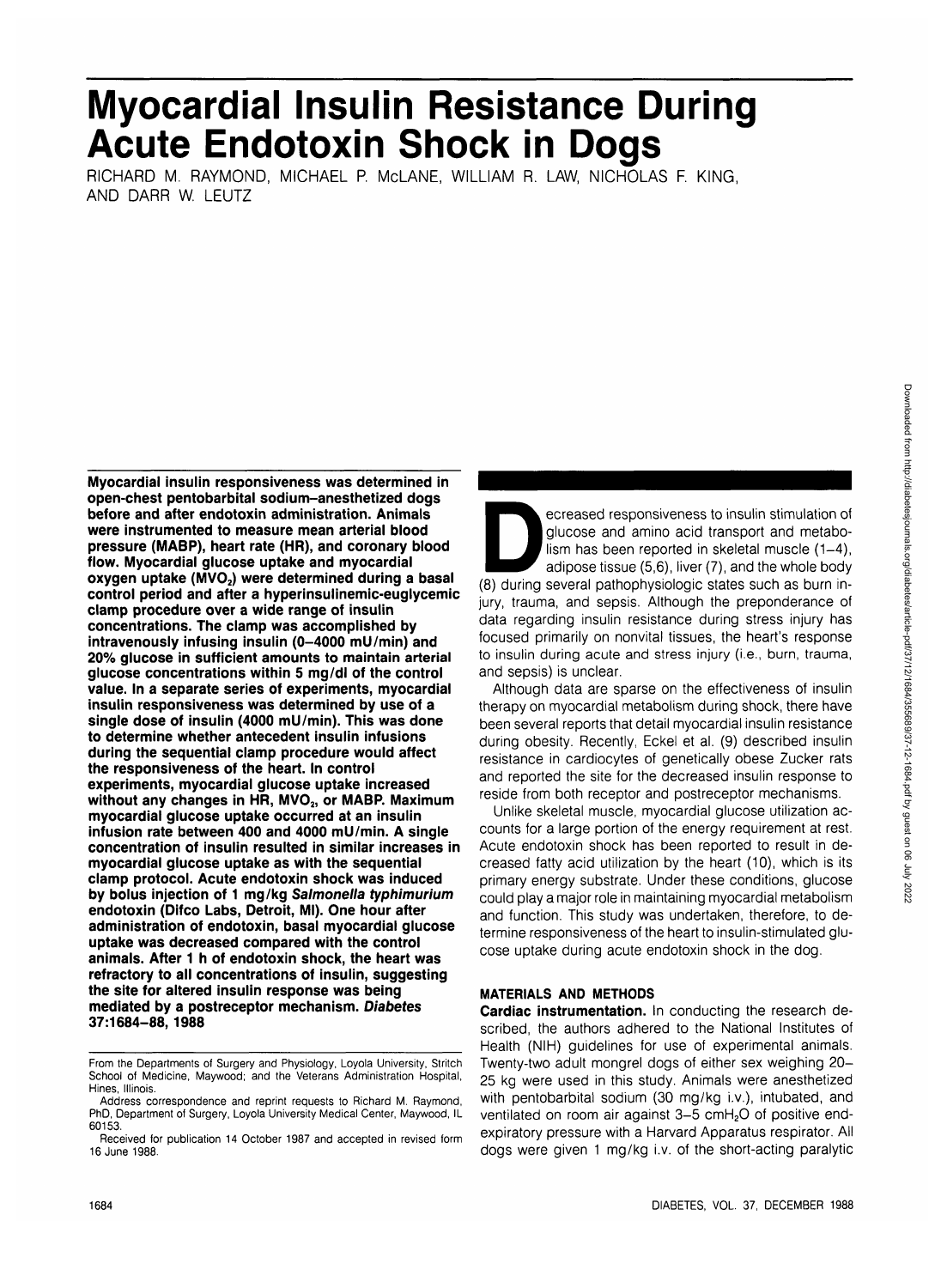# Myocardial Insulin Resistance During Acute Endotoxin Shock in Dogs

RICHARD M. RAYMOND, MICHAEL P. McLANE, WILLIAM R. LAW, NICHOLAS F. KING, AND DARR W. LEUTZ

**Myocardial insulin responsiveness was determined in open-chest pentobarbital sodium–anesthetized dogs before and after endotoxin administration. Animals were instrumented to measure mean arterial blood pressure (MABP), heart rate (HR), and coronary blood flow. Myocardial glucose uptake and myocardial oxygen uptake ($MVO_2$) were determined during a basal control period and after a hyperinsulinemic-euglycemic clamp procedure over a wide range of insulin concentrations. The clamp was accomplished by intravenously infusing insulin (0–4000 mU/min) and 20% glucose in sufficient amounts to maintain arterial glucose concentrations within 5 mg/dl of the control value. In a separate series of experiments, myocardial insulin responsiveness was determined by use of a single dose of insulin (4000 mU/min). This was done to determine whether antecedent insulin infusions during the sequential clamp procedure would affect the responsiveness of the heart. In control experiments, myocardial glucose uptake increased without any changes in HR, $MVO_2$, or MABP. Maximum myocardial glucose uptake occurred at an insulin infusion rate between 400 and 4000 mU/min. A single concentration of insulin resulted in similar increases in myocardial glucose uptake as with the sequential clamp protocol. Acute endotoxin shock was induced by bolus injection of 1 mg/kg *Salmonella typhimurium* endotoxin (Difco Labs, Detroit, MI). One hour after administration of endotoxin, basal myocardial glucose uptake was decreased compared with the control animals. After 1 h of endotoxin shock, the heart was refractory to all concentrations of insulin, suggesting the site for altered insulin response was being mediated by a postreceptor mechanism. *Diabetes* 37:1684–88, 1988**

From the Departments of Surgery and Physiology, Loyola University, Stritch School of Medicine, Maywood; and the Veterans Administration Hospital, Hines, Illinois.

Address correspondence and reprint requests to Richard M. Raymond, PhD, Department of Surgery, Loyola University Medical Center, Maywood, IL 60153.

Received for publication 14 October 1987 and accepted in revised form 16 June 1988.

Decreased responsiveness to insulin stimulation of glucose and amino acid transport and metabolism has been reported in skeletal muscle (1–4), adipose tissue (5,6), liver (7), and the whole body (8) during several pathophysiologic states such as burn injury, trauma, and sepsis. Although the preponderance of data regarding insulin resistance during stress injury has focused primarily on nonvital tissues, the heart's response to insulin during acute and stress injury (i.e., burn, trauma, and sepsis) is unclear.

Although data are sparse on the effectiveness of insulin therapy on myocardial metabolism during shock, there have been several reports that detail myocardial insulin resistance during obesity. Recently, Eckel et al. (9) described insulin resistance in cardiocytes of genetically obese Zucker rats and reported the site for the decreased insulin response to reside from both receptor and postreceptor mechanisms.

Unlike skeletal muscle, myocardial glucose utilization accounts for a large portion of the energy requirement at rest. Acute endotoxin shock has been reported to result in decreased fatty acid utilization by the heart (10), which is its primary energy substrate. Under these conditions, glucose could play a major role in maintaining myocardial metabolism and function. This study was undertaken, therefore, to determine responsiveness of the heart to insulin-stimulated glucose uptake during acute endotoxin shock in the dog.

## MATERIALS AND METHODS

**Cardiac instrumentation.** In conducting the research described, the authors adhered to the National Institutes of Health (NIH) guidelines for use of experimental animals. Twenty-two adult mongrel dogs of either sex weighing 20–25 kg were used in this study. Animals were anesthetized with pentobarbital sodium (30 mg/kg i.v.), intubated, and ventilated on room air against 3–5 $cmH_2O$ of positive end-expiratory pressure with a Harvard Apparatus respirator. All dogs were given 1 mg/kg i.v. of the short-acting paralytic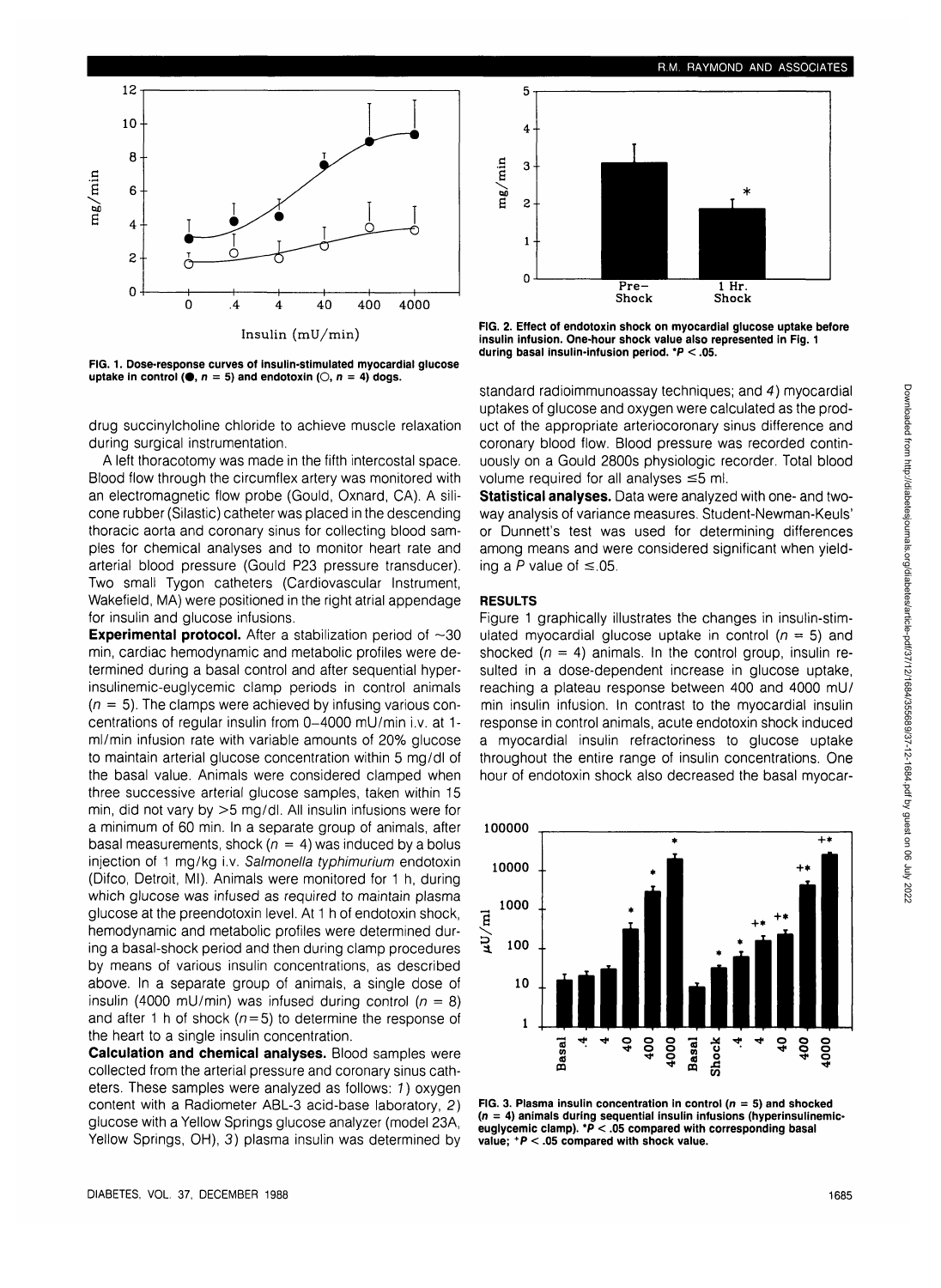FIG. 1. Dose-response curves of insulin-stimulated myocardial glucose uptake in control (●, $n = 5$) and endotoxin (○, $n = 4$) dogs.

FIG. 2. Effect of endotoxin shock on myocardial glucose uptake before insulin infusion. One-hour shock value also represented in Fig. 1 during basal insulin-infusion period. *$P < .05$.

drug succinylcholine chloride to achieve muscle relaxation during surgical instrumentation.

A left thoracotomy was made in the fifth intercostal space. Blood flow through the circumflex artery was monitored with an electromagnetic flow probe (Gould, Oxnard, CA). A silicone rubber (Silastic) catheter was placed in the descending thoracic aorta and coronary sinus for collecting blood samples for chemical analyses and to monitor heart rate and arterial blood pressure (Gould P23 pressure transducer). Two small Tygon catheters (Cardiovascular Instrument, Wakefield, MA) were positioned in the right atrial appendage for insulin and glucose infusions.

**Experimental protocol.** After a stabilization period of ~30 min, cardiac hemodynamic and metabolic profiles were determined during a basal control and after sequential hyperinsulinemic-euglycemic clamp periods in control animals ($n = 5$). The clamps were achieved by infusing various concentrations of regular insulin from 0–4000 mU/min i.v. at 1-ml/min infusion rate with variable amounts of 20% glucose to maintain arterial glucose concentration within 5 mg/dl of the basal value. Animals were considered clamped when three successive arterial glucose samples, taken within 15 min, did not vary by >5 mg/dl. All insulin infusions were for a minimum of 60 min. In a separate group of animals, after basal measurements, shock ($n = 4$) was induced by a bolus injection of 1 mg/kg i.v. *Salmonella typhimurium* endotoxin (Difco, Detroit, MI). Animals were monitored for 1 h, during which glucose was infused as required to maintain plasma glucose at the preendotoxin level. At 1 h of endotoxin shock, hemodynamic and metabolic profiles were determined during a basal-shock period and then during clamp procedures by means of various insulin concentrations, as described above. In a separate group of animals, a single dose of insulin (4000 mU/min) was infused during control ($n = 8$) and after 1 h of shock ($n = 5$) to determine the response of the heart to a single insulin concentration.

**Calculation and chemical analyses.** Blood samples were collected from the arterial pressure and coronary sinus catheters. These samples were analyzed as follows: *1*) oxygen content with a Radiometer ABL-3 acid-base laboratory, *2*) glucose with a Yellow Springs glucose analyzer (model 23A, Yellow Springs, OH), *3*) plasma insulin was determined by standard radioimmunoassay techniques; and *4*) myocardial uptakes of glucose and oxygen were calculated as the product of the appropriate arteriocoronary sinus difference and coronary blood flow. Blood pressure was recorded continuously on a Gould 2800s physiologic recorder. Total blood volume required for all analyses ≤5 ml.

**Statistical analyses.** Data were analyzed with one- and two-way analysis of variance measures. Student-Newman-Keuls' or Dunnett's test was used for determining differences among means and were considered significant when yielding a $P$ value of ≤.05.

## RESULTS

Figure 1 graphically illustrates the changes in insulin-stimulated myocardial glucose uptake in control ($n = 5$) and shocked ($n = 4$) animals. In the control group, insulin resulted in a dose-dependent increase in glucose uptake, reaching a plateau response between 400 and 4000 mU/min insulin infusion. In contrast to the myocardial insulin response in control animals, acute endotoxin shock induced a myocardial insulin refractoriness to glucose uptake throughout the entire range of insulin concentrations. One hour of endotoxin shock also decreased the basal myocar-

FIG. 3. Plasma insulin concentration in control ($n = 5$) and shocked ($n = 4$) animals during sequential insulin infusions (hyperinsulinemic-euglycemic clamp). *$P < .05$ compared with corresponding basal value; $^{+}P < .05$ compared with shock value.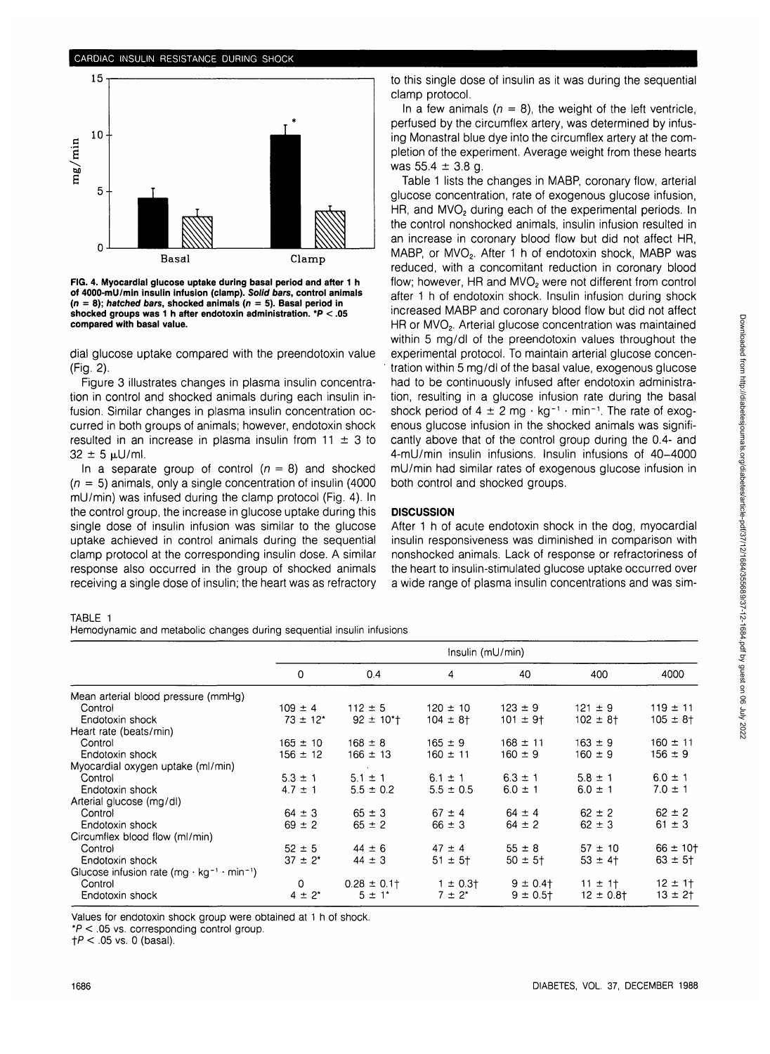FIG. 4. Myocardial glucose uptake during basal period and after 1 h of 4000-mU/min insulin infusion (clamp). *Solid bars*, control animals ($n = 8$); *hatched bars*, shocked animals ($n = 5$). Basal period in shocked groups was 1 h after endotoxin administration. *$P < .05$ compared with basal value.

dial glucose uptake compared with the preendotoxin value (Fig. 2).

Figure 3 illustrates changes in plasma insulin concentration in control and shocked animals during each insulin infusion. Similar changes in plasma insulin concentration occurred in both groups of animals; however, endotoxin shock resulted in an increase in plasma insulin from 11 ± 3 to 32 ± 5 μU/ml.

In a separate group of control ($n = 8$) and shocked ($n = 5$) animals, only a single concentration of insulin (4000 mU/min) was infused during the clamp protocol (Fig. 4). In the control group, the increase in glucose uptake during this single dose of insulin infusion was similar to the glucose uptake achieved in control animals during the sequential clamp protocol at the corresponding insulin dose. A similar response also occurred in the group of shocked animals receiving a single dose of insulin; the heart was as refractory to this single dose of insulin as it was during the sequential clamp protocol.

In a few animals ($n = 8$), the weight of the left ventricle, perfused by the circumflex artery, was determined by infusing Monastral blue dye into the circumflex artery at the completion of the experiment. Average weight from these hearts was 55.4 ± 3.8 g.

Table 1 lists the changes in MABP, coronary flow, arterial glucose concentration, rate of exogenous glucose infusion, HR, and $MVO_2$ during each of the experimental periods. In the control nonshocked animals, insulin infusion resulted in an increase in coronary blood flow but did not affect HR, MABP, or $MVO_2$. After 1 h of endotoxin shock, MABP was reduced, with a concomitant reduction in coronary blood flow; however, HR and $MVO_2$ were not different from control after 1 h of endotoxin shock. Insulin infusion during shock increased MABP and coronary blood flow but did not affect HR or $MVO_2$. Arterial glucose concentration was maintained within 5 mg/dl of the preendotoxin values throughout the experimental protocol. To maintain arterial glucose concentration within 5 mg/dl of the basal value, exogenous glucose had to be continuously infused after endotoxin administration, resulting in a glucose infusion rate during the basal shock period of 4 ± 2 mg · kg$^{-1}$ · min$^{-1}$. The rate of exogenous glucose infusion in the shocked animals was significantly above that of the control group during the 0.4- and 4-mU/min insulin infusions. Insulin infusions of 40–4000 mU/min had similar rates of exogenous glucose infusion in both control and shocked groups.

## DISCUSSION

After 1 h of acute endotoxin shock in the dog, myocardial insulin responsiveness was diminished in comparison with nonshocked animals. Lack of response or refractoriness of the heart to insulin-stimulated glucose uptake occurred over a wide range of plasma insulin concentrations and was sim-

TABLE 1
Hemodynamic and metabolic changes during sequential insulin infusions

| | Insulin (mU/min) | | | | | |
|---|---|---|---|---|---|---|
| | 0 | 0.4 | 4 | 40 | 400 | 4000 |
| Mean arterial blood pressure (mmHg) | | | | | | |
| Control | 109 ± 4 | 112 ± 5 | 120 ± 10 | 123 ± 9 | 121 ± 9 | 119 ± 11 |
| Endotoxin shock | 73 ± 12* | 92 ± 10*† | 104 ± 8† | 101 ± 9† | 102 ± 8† | 105 ± 8† |
| Heart rate (beats/min) | | | | | | |
| Control | 165 ± 10 | 168 ± 8 | 165 ± 9 | 168 ± 11 | 163 ± 9 | 160 ± 11 |
| Endotoxin shock | 156 ± 12 | 166 ± 13 | 160 ± 11 | 160 ± 9 | 160 ± 9 | 156 ± 9 |
| Myocardial oxygen uptake (ml/min) | | | | | | |
| Control | 5.3 ± 1 | 5.1 ± 1 | 6.1 ± 1 | 6.3 ± 1 | 5.8 ± 1 | 6.0 ± 1 |
| Endotoxin shock | 4.7 ± 1 | 5.5 ± 0.2 | 5.5 ± 0.5 | 6.0 ± 1 | 6.0 ± 1 | 7.0 ± 1 |
| Arterial glucose (mg/dl) | | | | | | |
| Control | 64 ± 3 | 65 ± 3 | 67 ± 4 | 64 ± 4 | 62 ± 2 | 62 ± 2 |
| Endotoxin shock | 69 ± 2 | 65 ± 2 | 66 ± 3 | 64 ± 2 | 62 ± 3 | 61 ± 3 |
| Circumflex blood flow (ml/min) | | | | | | |
| Control | 52 ± 5 | 44 ± 6 | 47 ± 4 | 55 ± 8 | 57 ± 10 | 66 ± 10† |
| Endotoxin shock | 37 ± 2* | 44 ± 3 | 51 ± 5† | 50 ± 5† | 53 ± 4† | 63 ± 5† |
| Glucose infusion rate (mg · kg$^{-1}$ · min$^{-1}$) | | | | | | |
| Control | 0 | 0.28 ± 0.1† | 1 ± 0.3† | 9 ± 0.4† | 11 ± 1† | 12 ± 1† |
| Endotoxin shock | 4 ± 2* | 5 ± 1* | 7 ± 2* | 9 ± 0.5† | 12 ± 0.8† | 13 ± 2† |

Values for endotoxin shock group were obtained at 1 h of shock.
*$P < .05$ vs. corresponding control group.
†$P < .05$ vs. 0 (basal).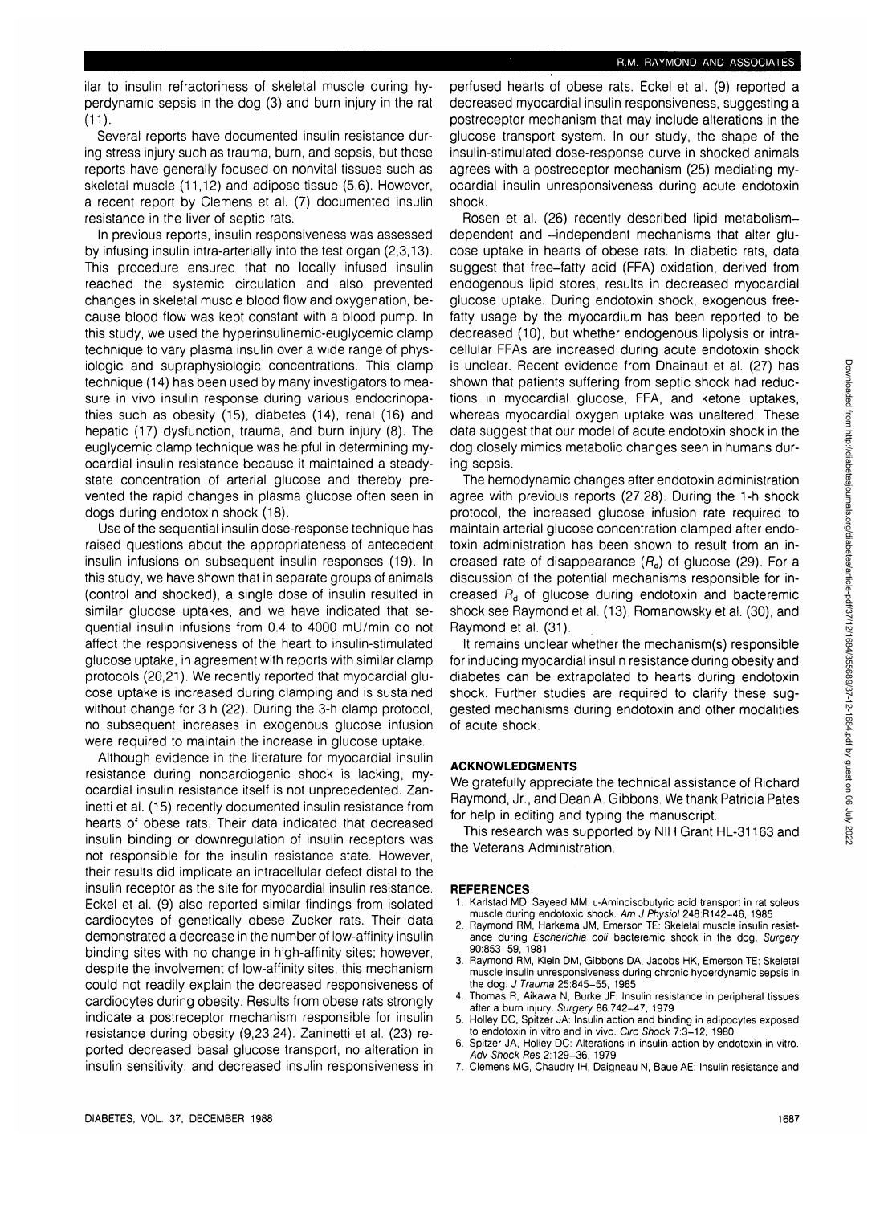ilar to insulin refractoriness of skeletal muscle during hyperdynamic sepsis in the dog (3) and burn injury in the rat (11).

Several reports have documented insulin resistance during stress injury such as trauma, burn, and sepsis, but these reports have generally focused on nonvital tissues such as skeletal muscle (11,12) and adipose tissue (5,6). However, a recent report by Clemens et al. (7) documented insulin resistance in the liver of septic rats.

In previous reports, insulin responsiveness was assessed by infusing insulin intra-arterially into the test organ (2,3,13). This procedure ensured that no locally infused insulin reached the systemic circulation and also prevented changes in skeletal muscle blood flow and oxygenation, because blood flow was kept constant with a blood pump. In this study, we used the hyperinsulinemic-euglycemic clamp technique to vary plasma insulin over a wide range of physiologic and supraphysiologic concentrations. This clamp technique (14) has been used by many investigators to measure in vivo insulin response during various endocrinopathies such as obesity (15), diabetes (14), renal (16) and hepatic (17) dysfunction, trauma, and burn injury (8). The euglycemic clamp technique was helpful in determining myocardial insulin resistance because it maintained a steady-state concentration of arterial glucose and thereby prevented the rapid changes in plasma glucose often seen in dogs during endotoxin shock (18).

Use of the sequential insulin dose-response technique has raised questions about the appropriateness of antecedent insulin infusions on subsequent insulin responses (19). In this study, we have shown that in separate groups of animals (control and shocked), a single dose of insulin resulted in similar glucose uptakes, and we have indicated that sequential insulin infusions from 0.4 to 4000 mU/min do not affect the responsiveness of the heart to insulin-stimulated glucose uptake, in agreement with reports with similar clamp protocols (20,21). We recently reported that myocardial glucose uptake is increased during clamping and is sustained without change for 3 h (22). During the 3-h clamp protocol, no subsequent increases in exogenous glucose infusion were required to maintain the increase in glucose uptake.

Although evidence in the literature for myocardial insulin resistance during noncardiogenic shock is lacking, myocardial insulin resistance itself is not unprecedented. Zaninetti et al. (15) recently documented insulin resistance from hearts of obese rats. Their data indicated that decreased insulin binding or downregulation of insulin receptors was not responsible for the insulin resistance state. However, their results did implicate an intracellular defect distal to the insulin receptor as the site for myocardial insulin resistance. Eckel et al. (9) also reported similar findings from isolated cardiocytes of genetically obese Zucker rats. Their data demonstrated a decrease in the number of low-affinity insulin binding sites with no change in high-affinity sites; however, despite the involvement of low-affinity sites, this mechanism could not readily explain the decreased responsiveness of cardiocytes during obesity. Results from obese rats strongly indicate a postreceptor mechanism responsible for insulin resistance during obesity (9,23,24). Zaninetti et al. (23) reported decreased basal glucose transport, no alteration in insulin sensitivity, and decreased insulin responsiveness in perfused hearts of obese rats. Eckel et al. (9) reported a decreased myocardial insulin responsiveness, suggesting a postreceptor mechanism that may include alterations in the glucose transport system. In our study, the shape of the insulin-stimulated dose-response curve in shocked animals agrees with a postreceptor mechanism (25) mediating myocardial insulin unresponsiveness during acute endotoxin shock.

Rosen et al. (26) recently described lipid metabolism-dependent and -independent mechanisms that alter glucose uptake in hearts of obese rats. In diabetic rats, data suggest that free-fatty acid (FFA) oxidation, derived from endogenous lipid stores, results in decreased myocardial glucose uptake. During endotoxin shock, exogenous free-fatty usage by the myocardium has been reported to be decreased (10), but whether endogenous lipolysis or intracellular FFAs are increased during acute endotoxin shock is unclear. Recent evidence from Dhainaut et al. (27) has shown that patients suffering from septic shock had reductions in myocardial glucose, FFA, and ketone uptakes, whereas myocardial oxygen uptake was unaltered. These data suggest that our model of acute endotoxin shock in the dog closely mimics metabolic changes seen in humans during sepsis.

The hemodynamic changes after endotoxin administration agree with previous reports (27,28). During the 1-h shock protocol, the increased glucose infusion rate required to maintain arterial glucose concentration clamped after endotoxin administration has been shown to result from an increased rate of disappearance ($R_d$) of glucose (29). For a discussion of the potential mechanisms responsible for increased $R_d$ of glucose during endotoxin and bacteremic shock see Raymond et al. (13), Romanowsky et al. (30), and Raymond et al. (31).

It remains unclear whether the mechanism(s) responsible for inducing myocardial insulin resistance during obesity and diabetes can be extrapolated to hearts during endotoxin shock. Further studies are required to clarify these suggested mechanisms during endotoxin and other modalities of acute shock.

## ACKNOWLEDGMENTS

We gratefully appreciate the technical assistance of Richard Raymond, Jr., and Dean A. Gibbons. We thank Patricia Pates for help in editing and typing the manuscript.

This research was supported by NIH Grant HL-31163 and the Veterans Administration.

## REFERENCES

1. Karlstad MD, Sayeed MM: L-Aminoisobutyric acid transport in rat soleus muscle during endotoxic shock. *Am J Physiol* 248:R142–46, 1985
2. Raymond RM, Harkema JM, Emerson TE: Skeletal muscle insulin resistance during *Escherichia coli* bacteremic shock in the dog. *Surgery* 90:853–59, 1981
3. Raymond RM, Klein DM, Gibbons DA, Jacobs HK, Emerson TE: Skeletal muscle insulin unresponsiveness during chronic hyperdynamic sepsis in the dog. *J Trauma* 25:845–55, 1985
4. Thomas R, Aikawa N, Burke JF: Insulin resistance in peripheral tissues after a burn injury. *Surgery* 86:742–47, 1979
5. Holley DC, Spitzer JA: Insulin action and binding in adipocytes exposed to endotoxin in vitro and in vivo. *Circ Shock* 7:3–12, 1980
6. Spitzer JA, Holley DC: Alterations in insulin action by endotoxin in vitro. *Adv Shock Res* 2:129–36, 1979
7. Clemens MG, Chaudry IH, Daigneau N, Baue AE: Insulin resistance and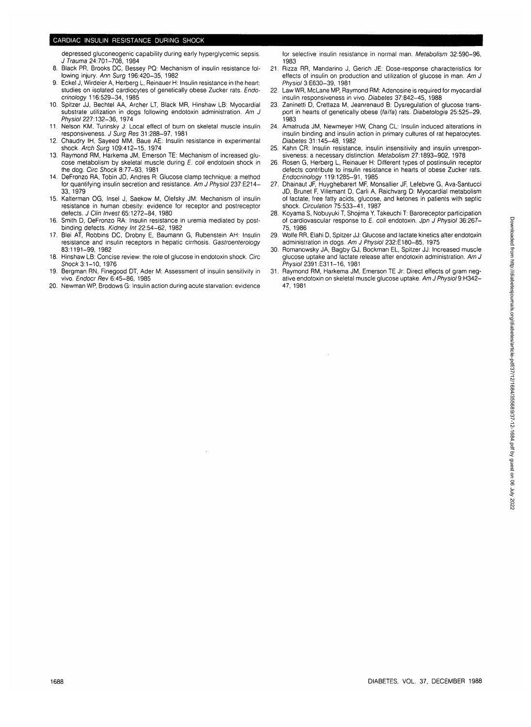depressed gluconeogenic capability during early hyperglycemic sepsis. *J Trauma* 24:701–708, 1984

8. Black PR, Brooks DC, Bessey PQ: Mechanism of insulin resistance following injury. *Ann Surg* 196:420–35, 1982
9. Eckel J, Wirdeier A, Herberg L, Reinauer H: Insulin resistance in the heart: studies on isolated cardiocytes of genetically obese Zucker rats. *Endocrinology* 116:529–34, 1985
10. Spitzer JJ, Bechtel AA, Archer LT, Black MR, Hinshaw LB: Myocardial substrate utilization in dogs following endotoxin administration. *Am J Physiol* 227:132–36, 1974
11. Nelson KM, Turinsky J: Local effect of burn on skeletal muscle insulin responsiveness. *J Surg Res* 31:288–97, 1981
12. Chaudry IH, Sayeed MM, Baue AE: Insulin resistance in experimental shock. *Arch Surg* 109:412–15, 1974
13. Raymond RM, Harkema JM, Emerson TE: Mechanism of increased glucose metabolism by skeletal muscle during *E. coli* endotoxin shock in the dog. *Circ Shock* 8:77–93, 1981
14. DeFronzo RA, Tobin JD, Andres R: Glucose clamp technique: a method for quantifying insulin secretion and resistance. *Am J Physiol* 237:E214–33, 1979
15. Kalterman OG, Insel J, Saekow M, Olefsky JM: Mechanism of insulin resistance in human obesity: evidence for receptor and postreceptor defects. *J Clin Invest* 65:1272–84, 1980
16. Smith D, DeFronzo RA: Insulin resistance in uremia mediated by postbinding defects. *Kidney Int* 22:54–62, 1982
17. Blei AT, Robbins DC, Drobny E, Baumann G, Rubenstein AH: Insulin resistance and insulin receptors in hepatic cirrhosis. *Gastroenterology* 83:1191–99, 1982
18. Hinshaw LB: Concise review: the role of glucose in endotoxin shock. *Circ Shock* 3:1–10, 1976
19. Bergman RN, Finegood DT, Ader M: Assessment of insulin sensitivity in vivo. *Endocr Rev* 6:45–86, 1985
20. Newman WP, Brodows G: Insulin action during acute starvation: evidence for selective insulin resistance in normal man. *Metabolism* 32:590–96, 1983
21. Rizza RR, Mandarino J, Gerich JE: Dose-response characteristics for effects of insulin on production and utilization of glucose in man. *Am J Physiol* 3:E630–39, 1981
22. Law WR, McLane MP, Raymond RM: Adenosine is required for myocardial insulin responsiveness in vivo. *Diabetes* 37:842–45, 1988
23. Zaninetti D, Crettaza M, Jeanrenaud B: Dysregulation of glucose transport in hearts of genetically obese (*fa*/*fa*) rats. *Diabetologia* 25:525–29, 1983
24. Amatruda JM, Newmeyer HW, Chang CL: Insulin induced alterations in insulin binding and insulin action in primary cultures of rat hepatocytes. *Diabetes* 31:145–48, 1982
25. Kahn CR: Insulin resistance, insulin insensitivity and insulin unresponsiveness: a necessary distinction. *Metabolism* 27:1893–902, 1978
26. Rosen G, Herberg L, Reinauer H: Different types of postinsulin receptor defects contribute to insulin resistance in hearts of obese Zucker rats. *Endocrinology* 119:1285–91, 1985
27. Dhainaut JF, Huyghebarert MF, Monsallier JF, Lefebvre G, Ava-Santucci JD, Brunet F, Villemant D, Carli A, Raichvarg D: Myocardial metabolism of lactate, free fatty acids, glucose, and ketones in patients with septic shock. *Circulation* 75:533–41, 1987
28. Koyama S, Nobuyuki T, Shojima Y, Takeuchi T: Baroreceptor participation of cardiovascular response to *E. coli* endotoxin. *Jpn J Physiol* 36:267–75, 1986
29. Wolfe RR, Elahi D, Spitzer JJ: Glucose and lactate kinetics after endotoxin administration in dogs. *Am J Physiol* 232:E180–85, 1975
30. Romanowsky JA, Bagby GJ, Bockman EL, Spitzer JJ: Increased muscle glucose uptake and lactate release after endotoxin administration. *Am J Physiol* 2391:E311–16, 1981
31. Raymond RM, Harkema JM, Emerson TE Jr: Direct effects of gram negative endotoxin on skeletal muscle glucose uptake. *Am J Physiol* 9:H342–47, 1981